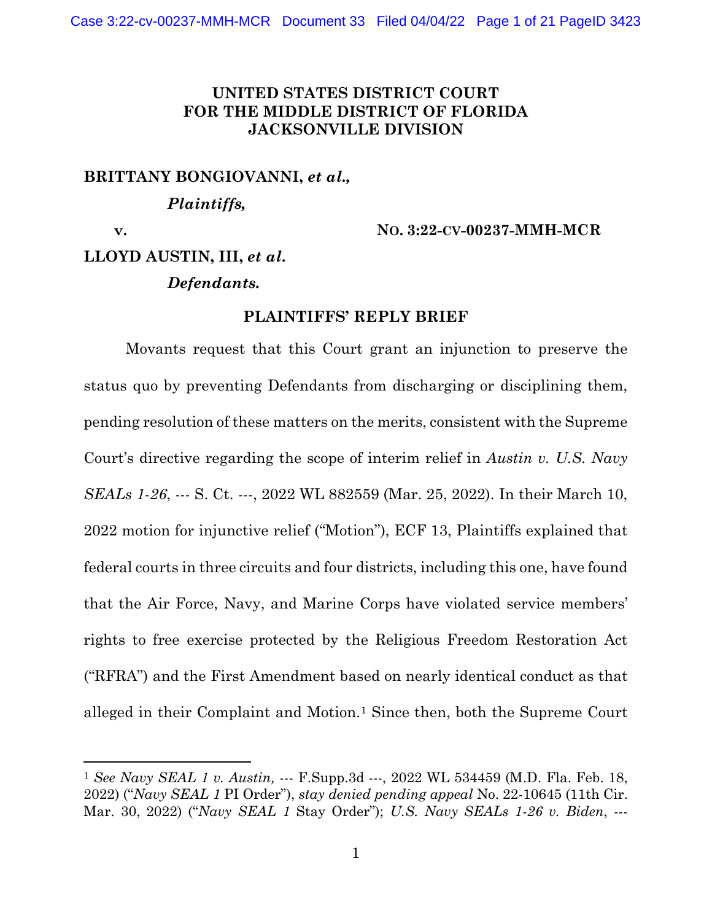**UNITED STATES DISTRICT COURT**
**FOR THE MIDDLE DISTRICT OF FLORIDA**
**JACKSONVILLE DIVISION**

**BRITTANY BONGIOVANNI, *et al.*,**

***Plaintiffs,***

**v.** **NO. 3:22-CV-00237-MMH-MCR**

**LLOYD AUSTIN, III, *et al.***

***Defendants.***

**PLAINTIFFS' REPLY BRIEF**

Movants request that this Court grant an injunction to preserve the status quo by preventing Defendants from discharging or disciplining them, pending resolution of these matters on the merits, consistent with the Supreme Court's directive regarding the scope of interim relief in *Austin v. U.S. Navy SEALs 1-26*, --- S. Ct. ---, 2022 WL 882559 (Mar. 25, 2022). In their March 10, 2022 motion for injunctive relief ("Motion"), ECF 13, Plaintiffs explained that federal courts in three circuits and four districts, including this one, have found that the Air Force, Navy, and Marine Corps have violated service members' rights to free exercise protected by the Religious Freedom Restoration Act ("RFRA") and the First Amendment based on nearly identical conduct as that alleged in their Complaint and Motion.[1] Since then, both the Supreme Court

[1] *See Navy SEAL 1 v. Austin,* --- F.Supp.3d ---, 2022 WL 534459 (M.D. Fla. Feb. 18, 2022) ("*Navy SEAL 1* PI Order"), *stay denied pending appeal* No. 22-10645 (11th Cir. Mar. 30, 2022) ("*Navy SEAL 1* Stay Order"); *U.S. Navy SEALs 1-26 v. Biden*, ---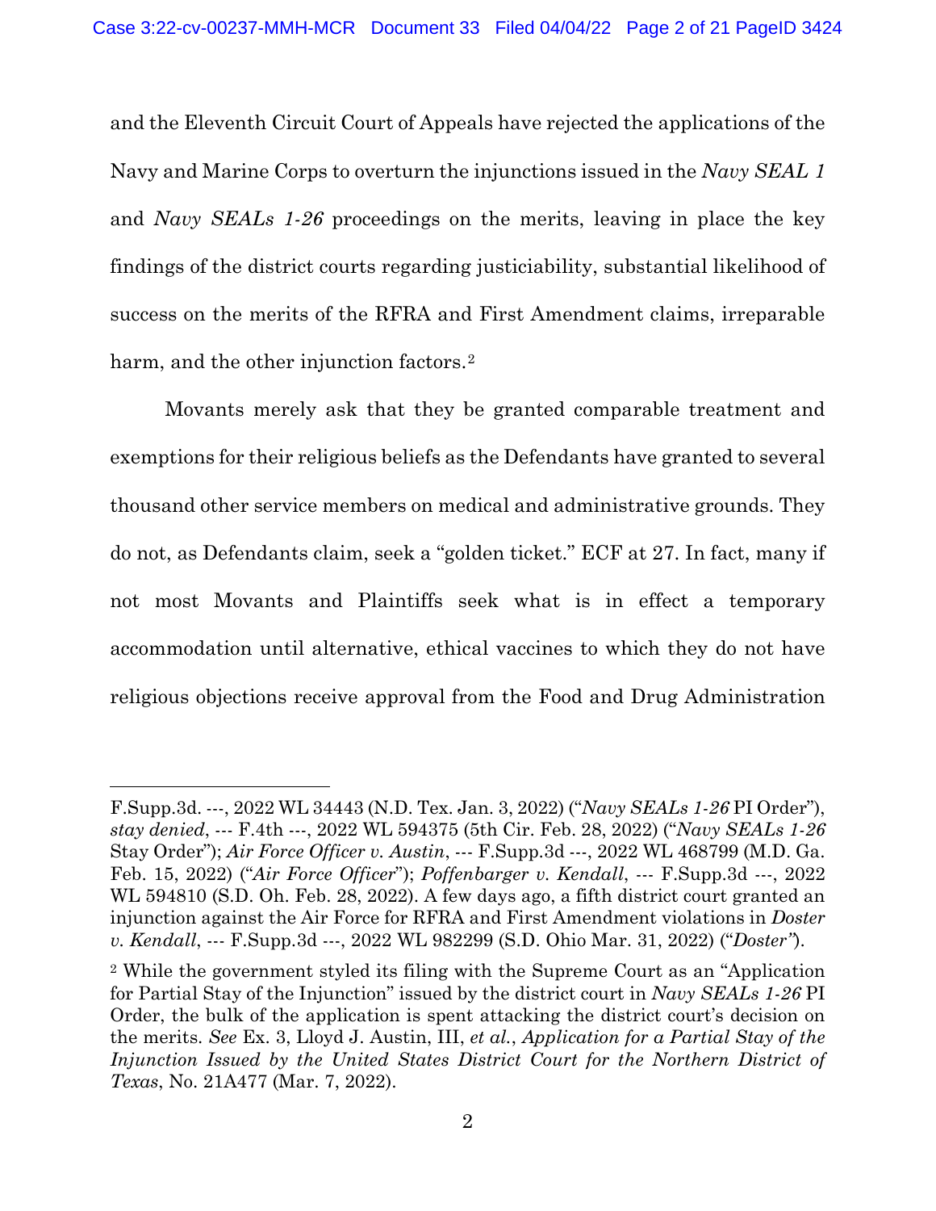and the Eleventh Circuit Court of Appeals have rejected the applications of the Navy and Marine Corps to overturn the injunctions issued in the *Navy SEAL 1* and *Navy SEALs 1-26* proceedings on the merits, leaving in place the key findings of the district courts regarding justiciability, substantial likelihood of success on the merits of the RFRA and First Amendment claims, irreparable harm, and the other injunction factors.[2]

Movants merely ask that they be granted comparable treatment and exemptions for their religious beliefs as the Defendants have granted to several thousand other service members on medical and administrative grounds. They do not, as Defendants claim, seek a "golden ticket." ECF at 27. In fact, many if not most Movants and Plaintiffs seek what is in effect a temporary accommodation until alternative, ethical vaccines to which they do not have religious objections receive approval from the Food and Drug Administration

---

F.Supp.3d. ---, 2022 WL 34443 (N.D. Tex. Jan. 3, 2022) ("*Navy SEALs 1-26* PI Order"), *stay denied*, --- F.4th ---, 2022 WL 594375 (5th Cir. Feb. 28, 2022) ("*Navy SEALs 1-26* Stay Order"); *Air Force Officer v. Austin*, --- F.Supp.3d ---, 2022 WL 468799 (M.D. Ga. Feb. 15, 2022) ("*Air Force Officer*"); *Poffenbarger v. Kendall*, --- F.Supp.3d ---, 2022 WL 594810 (S.D. Oh. Feb. 28, 2022). A few days ago, a fifth district court granted an injunction against the Air Force for RFRA and First Amendment violations in *Doster v. Kendall*, --- F.Supp.3d ---, 2022 WL 982299 (S.D. Ohio Mar. 31, 2022) ("*Doster*").

[2] While the government styled its filing with the Supreme Court as an "Application for Partial Stay of the Injunction" issued by the district court in *Navy SEALs 1-26* PI Order, the bulk of the application is spent attacking the district court's decision on the merits. *See* Ex. 3, Lloyd J. Austin, III, *et al.*, *Application for a Partial Stay of the Injunction Issued by the United States District Court for the Northern District of Texas*, No. 21A477 (Mar. 7, 2022).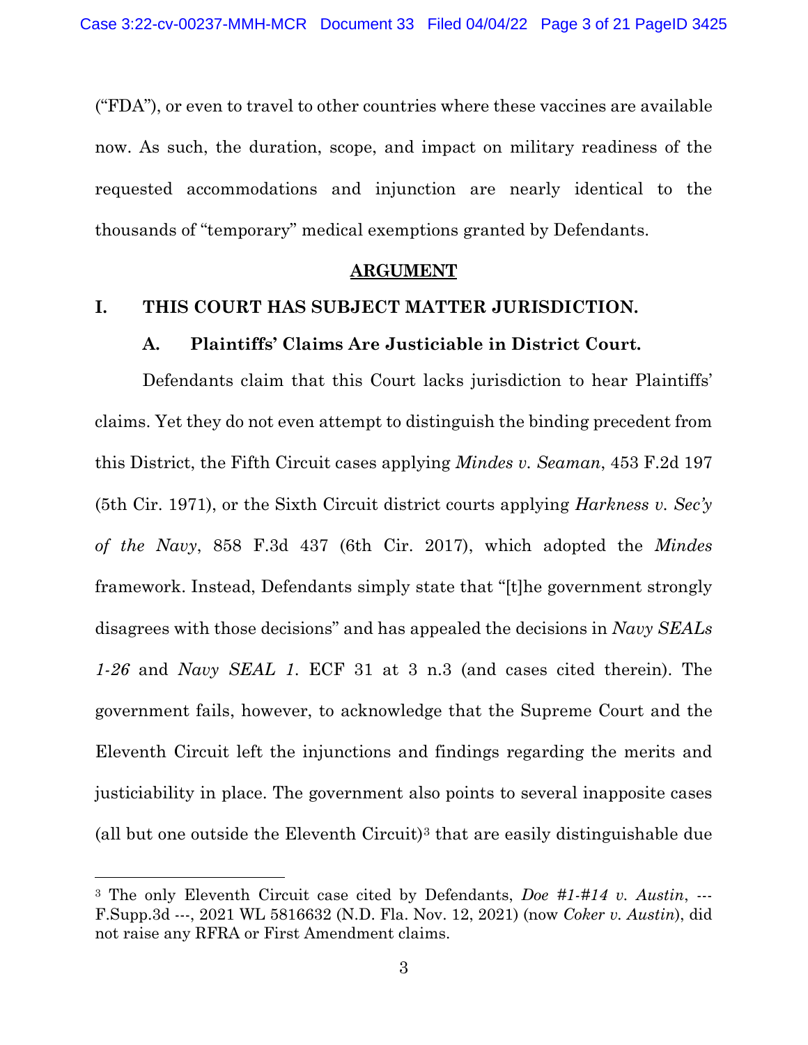("FDA"), or even to travel to other countries where these vaccines are available now. As such, the duration, scope, and impact on military readiness of the requested accommodations and injunction are nearly identical to the thousands of "temporary" medical exemptions granted by Defendants.

## ARGUMENT

### I. THIS COURT HAS SUBJECT MATTER JURISDICTION.

#### A. Plaintiffs' Claims Are Justiciable in District Court.

Defendants claim that this Court lacks jurisdiction to hear Plaintiffs' claims. Yet they do not even attempt to distinguish the binding precedent from this District, the Fifth Circuit cases applying *Mindes v. Seaman*, 453 F.2d 197 (5th Cir. 1971), or the Sixth Circuit district courts applying *Harkness v. Sec'y of the Navy*, 858 F.3d 437 (6th Cir. 2017), which adopted the *Mindes* framework. Instead, Defendants simply state that "[t]he government strongly disagrees with those decisions" and has appealed the decisions in *Navy SEALs 1-26* and *Navy SEAL 1*. ECF 31 at 3 n.3 (and cases cited therein). The government fails, however, to acknowledge that the Supreme Court and the Eleventh Circuit left the injunctions and findings regarding the merits and justiciability in place. The government also points to several inapposite cases (all but one outside the Eleventh Circuit)[3] that are easily distinguishable due

---

[3] The only Eleventh Circuit case cited by Defendants, *Doe #1-#14 v. Austin*, --- F.Supp.3d ---, 2021 WL 5816632 (N.D. Fla. Nov. 12, 2021) (now *Coker v. Austin*), did not raise any RFRA or First Amendment claims.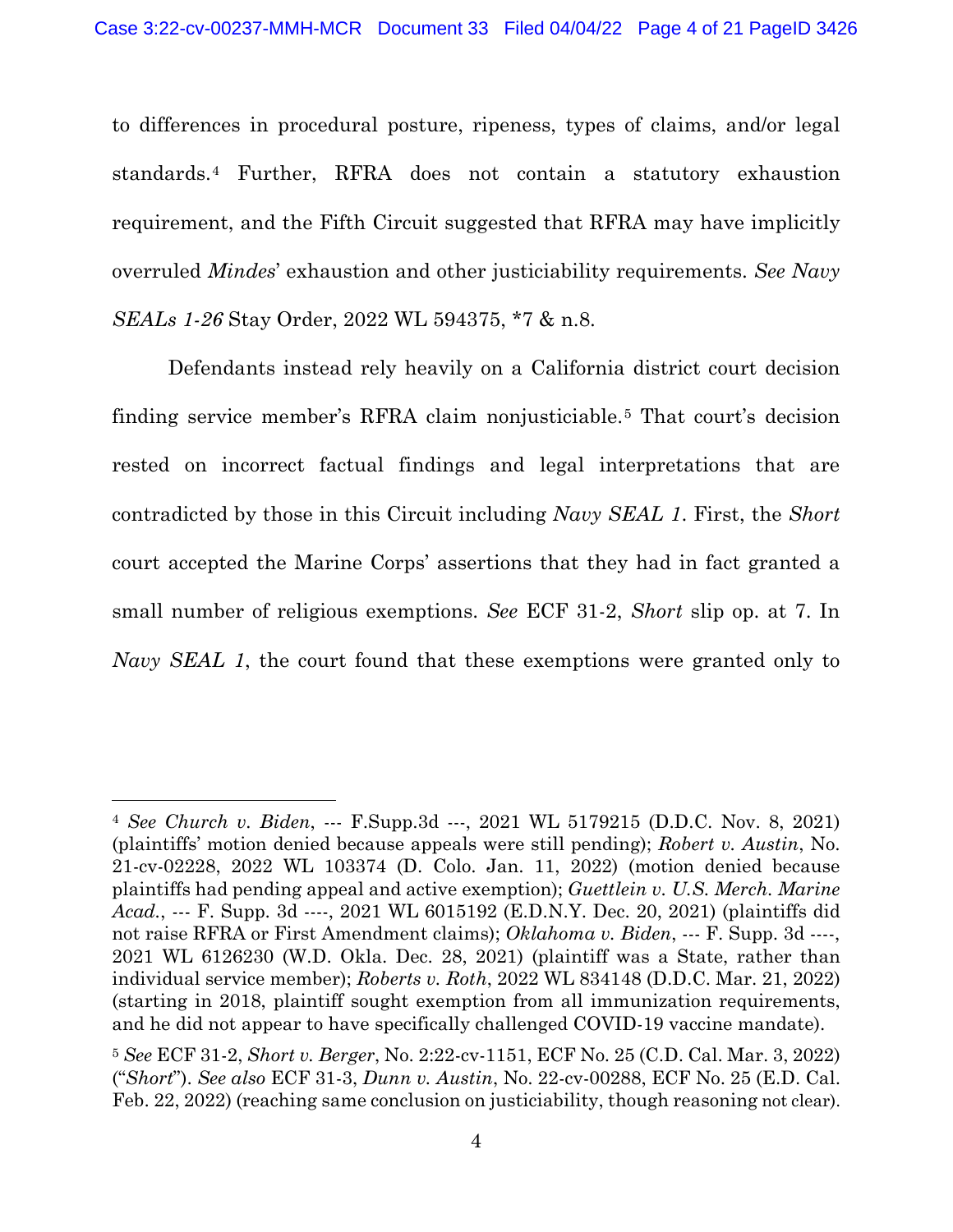to differences in procedural posture, ripeness, types of claims, and/or legal standards.[4] Further, RFRA does not contain a statutory exhaustion requirement, and the Fifth Circuit suggested that RFRA may have implicitly overruled *Mindes*' exhaustion and other justiciability requirements. *See Navy SEALs 1-26* Stay Order, 2022 WL 594375, *7 & n.8.

Defendants instead rely heavily on a California district court decision finding service member's RFRA claim nonjusticiable.[5] That court's decision rested on incorrect factual findings and legal interpretations that are contradicted by those in this Circuit including *Navy SEAL 1*. First, the *Short* court accepted the Marine Corps' assertions that they had in fact granted a small number of religious exemptions. *See* ECF 31-2, *Short* slip op. at 7. In *Navy SEAL 1*, the court found that these exemptions were granted only to

---

[4] *See Church v. Biden*, --- F.Supp.3d ---, 2021 WL 5179215 (D.D.C. Nov. 8, 2021) (plaintiffs' motion denied because appeals were still pending); *Robert v. Austin*, No. 21-cv-02228, 2022 WL 103374 (D. Colo. Jan. 11, 2022) (motion denied because plaintiffs had pending appeal and active exemption); *Guettlein v. U.S. Merch. Marine Acad.*, --- F. Supp. 3d ----, 2021 WL 6015192 (E.D.N.Y. Dec. 20, 2021) (plaintiffs did not raise RFRA or First Amendment claims); *Oklahoma v. Biden*, --- F. Supp. 3d ----, 2021 WL 6126230 (W.D. Okla. Dec. 28, 2021) (plaintiff was a State, rather than individual service member); *Roberts v. Roth*, 2022 WL 834148 (D.D.C. Mar. 21, 2022) (starting in 2018, plaintiff sought exemption from all immunization requirements, and he did not appear to have specifically challenged COVID-19 vaccine mandate).

[5] *See* ECF 31-2, *Short v. Berger*, No. 2:22-cv-1151, ECF No. 25 (C.D. Cal. Mar. 3, 2022) ("*Short*"). *See also* ECF 31-3, *Dunn v. Austin*, No. 22-cv-00288, ECF No. 25 (E.D. Cal. Feb. 22, 2022) (reaching same conclusion on justiciability, though reasoning not clear).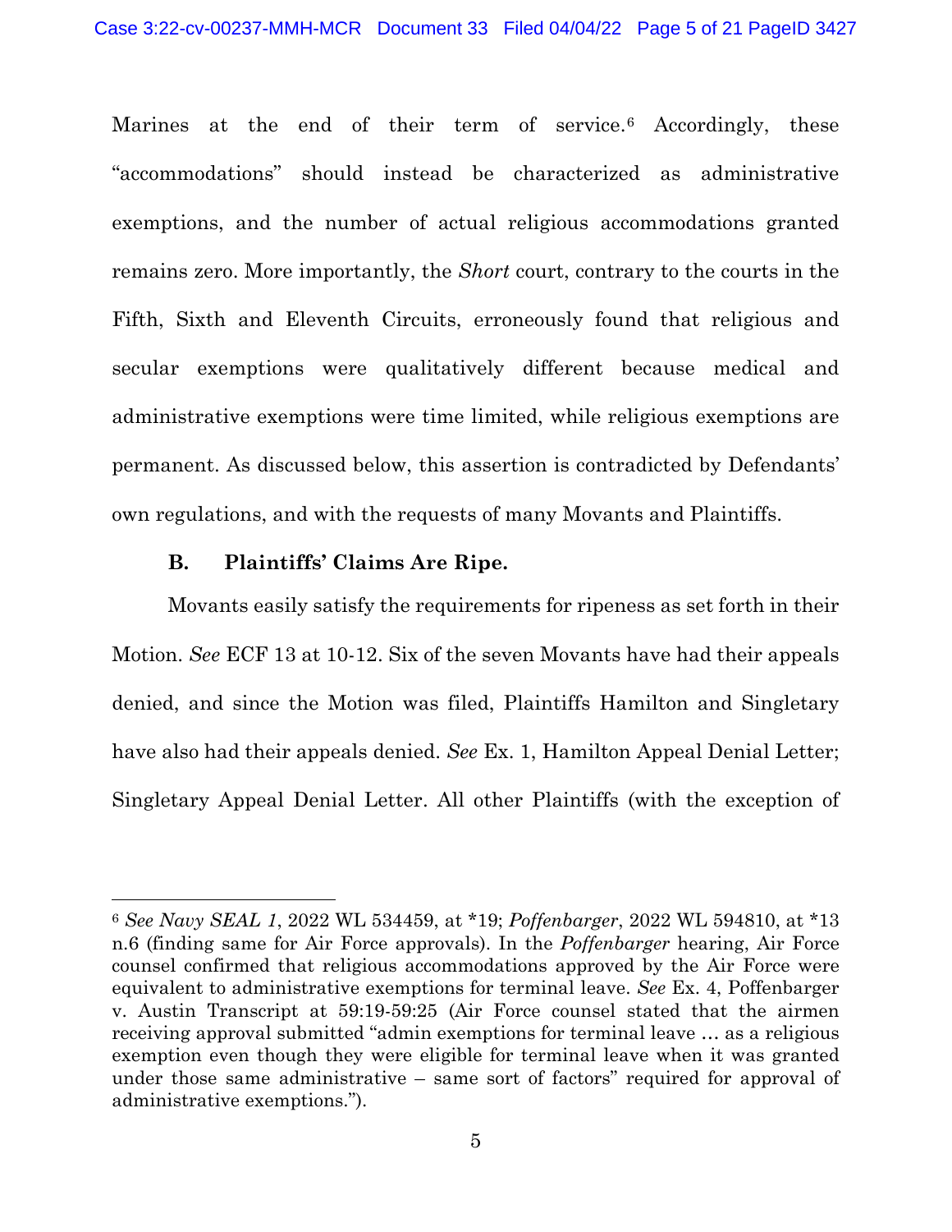Marines at the end of their term of service.[6] Accordingly, these "accommodations" should instead be characterized as administrative exemptions, and the number of actual religious accommodations granted remains zero. More importantly, the *Short* court, contrary to the courts in the Fifth, Sixth and Eleventh Circuits, erroneously found that religious and secular exemptions were qualitatively different because medical and administrative exemptions were time limited, while religious exemptions are permanent. As discussed below, this assertion is contradicted by Defendants' own regulations, and with the requests of many Movants and Plaintiffs.

### B. Plaintiffs' Claims Are Ripe.

Movants easily satisfy the requirements for ripeness as set forth in their Motion. *See* ECF 13 at 10-12. Six of the seven Movants have had their appeals denied, and since the Motion was filed, Plaintiffs Hamilton and Singletary have also had their appeals denied. *See* Ex. 1, Hamilton Appeal Denial Letter; Singletary Appeal Denial Letter. All other Plaintiffs (with the exception of

---

[6] *See Navy SEAL 1*, 2022 WL 534459, at *19; *Poffenbarger*, 2022 WL 594810, at *13 n.6 (finding same for Air Force approvals). In the *Poffenbarger* hearing, Air Force counsel confirmed that religious accommodations approved by the Air Force were equivalent to administrative exemptions for terminal leave. *See* Ex. 4, Poffenbarger v. Austin Transcript at 59:19-59:25 (Air Force counsel stated that the airmen receiving approval submitted "admin exemptions for terminal leave … as a religious exemption even though they were eligible for terminal leave when it was granted under those same administrative – same sort of factors" required for approval of administrative exemptions.").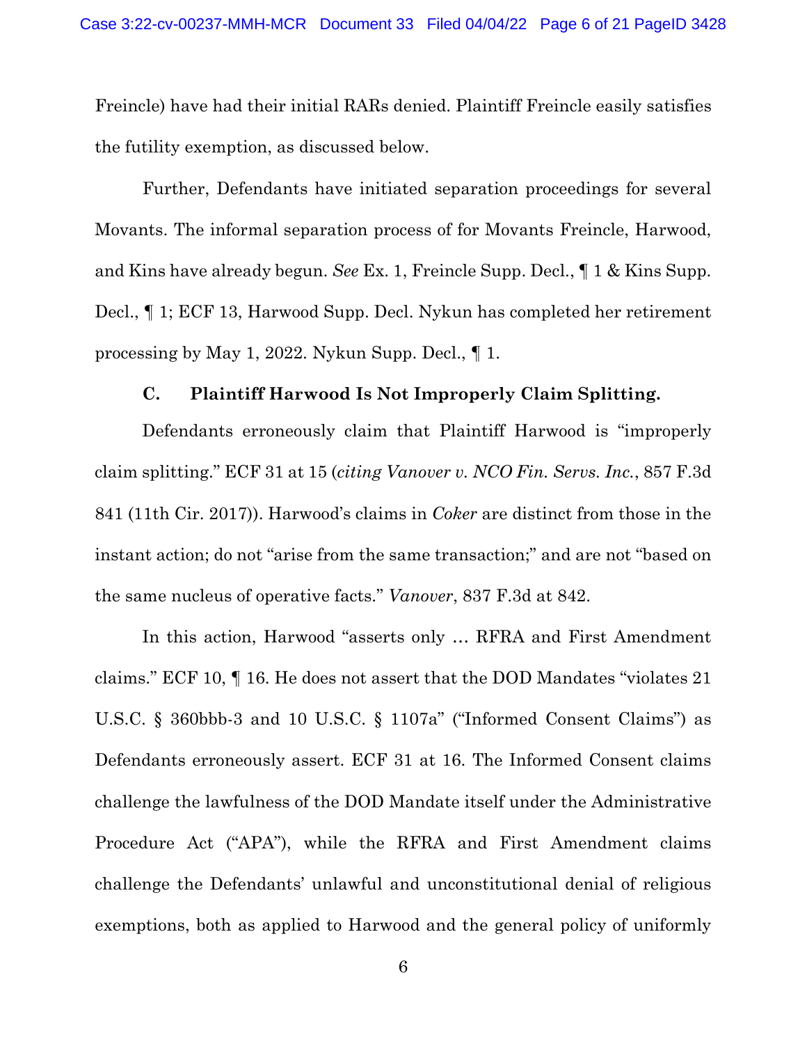Freincle) have had their initial RARs denied. Plaintiff Freincle easily satisfies the futility exemption, as discussed below.

Further, Defendants have initiated separation proceedings for several Movants. The informal separation process of for Movants Freincle, Harwood, and Kins have already begun. *See* Ex. 1, Freincle Supp. Decl., ¶ 1 & Kins Supp. Decl., ¶ 1; ECF 13, Harwood Supp. Decl. Nykun has completed her retirement processing by May 1, 2022. Nykun Supp. Decl., ¶ 1.

### C. Plaintiff Harwood Is Not Improperly Claim Splitting.

Defendants erroneously claim that Plaintiff Harwood is "improperly claim splitting." ECF 31 at 15 (*citing Vanover v. NCO Fin. Servs. Inc.*, 857 F.3d 841 (11th Cir. 2017)). Harwood's claims in *Coker* are distinct from those in the instant action; do not "arise from the same transaction;" and are not "based on the same nucleus of operative facts." *Vanover*, 837 F.3d at 842.

In this action, Harwood "asserts only … RFRA and First Amendment claims." ECF 10, ¶ 16. He does not assert that the DOD Mandates "violates 21 U.S.C. § 360bbb-3 and 10 U.S.C. § 1107a" ("Informed Consent Claims") as Defendants erroneously assert. ECF 31 at 16. The Informed Consent claims challenge the lawfulness of the DOD Mandate itself under the Administrative Procedure Act ("APA"), while the RFRA and First Amendment claims challenge the Defendants' unlawful and unconstitutional denial of religious exemptions, both as applied to Harwood and the general policy of uniformly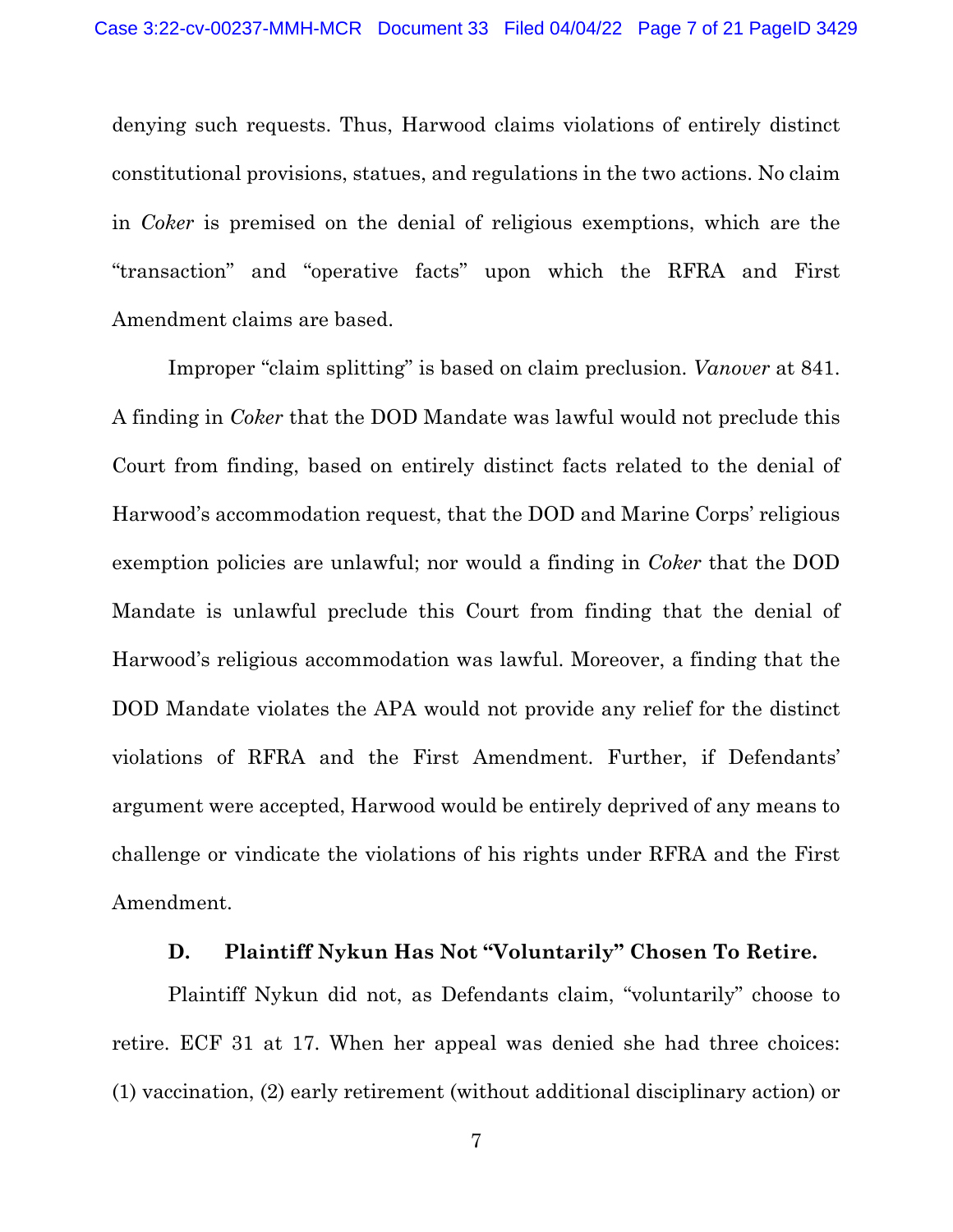denying such requests. Thus, Harwood claims violations of entirely distinct constitutional provisions, statues, and regulations in the two actions. No claim in *Coker* is premised on the denial of religious exemptions, which are the "transaction" and "operative facts" upon which the RFRA and First Amendment claims are based.

Improper "claim splitting" is based on claim preclusion. *Vanover* at 841. A finding in *Coker* that the DOD Mandate was lawful would not preclude this Court from finding, based on entirely distinct facts related to the denial of Harwood's accommodation request, that the DOD and Marine Corps' religious exemption policies are unlawful; nor would a finding in *Coker* that the DOD Mandate is unlawful preclude this Court from finding that the denial of Harwood's religious accommodation was lawful. Moreover, a finding that the DOD Mandate violates the APA would not provide any relief for the distinct violations of RFRA and the First Amendment. Further, if Defendants' argument were accepted, Harwood would be entirely deprived of any means to challenge or vindicate the violations of his rights under RFRA and the First Amendment.

### D. Plaintiff Nykun Has Not "Voluntarily" Chosen To Retire.

Plaintiff Nykun did not, as Defendants claim, "voluntarily" choose to retire. ECF 31 at 17. When her appeal was denied she had three choices: (1) vaccination, (2) early retirement (without additional disciplinary action) or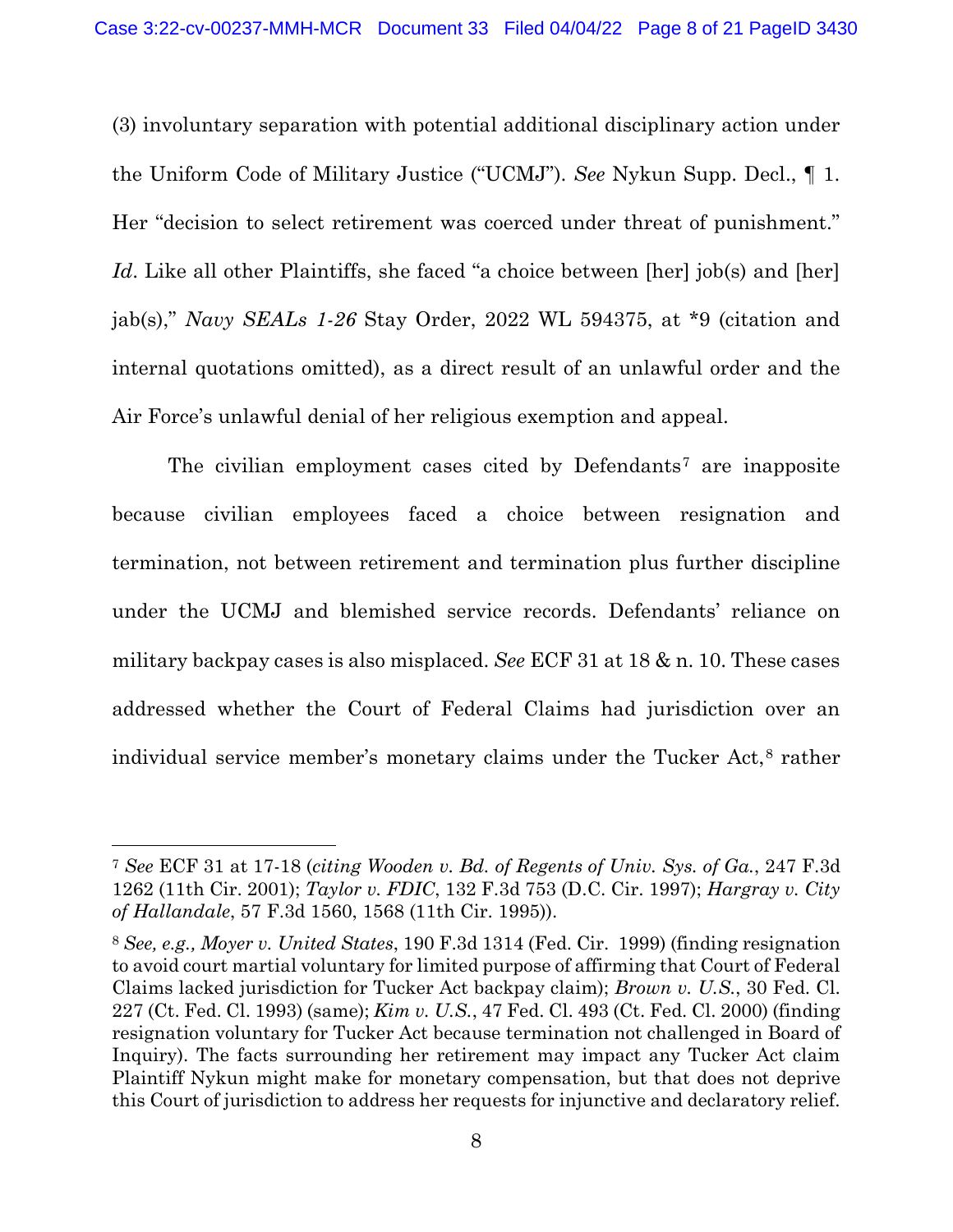(3) involuntary separation with potential additional disciplinary action under the Uniform Code of Military Justice ("UCMJ"). *See* Nykun Supp. Decl., ¶ 1. Her "decision to select retirement was coerced under threat of punishment." *Id*. Like all other Plaintiffs, she faced "a choice between [her] job(s) and [her] jab(s)," *Navy SEALs 1-26* Stay Order, 2022 WL 594375, at *9 (citation and internal quotations omitted), as a direct result of an unlawful order and the Air Force's unlawful denial of her religious exemption and appeal.

The civilian employment cases cited by Defendants[7] are inapposite because civilian employees faced a choice between resignation and termination, not between retirement and termination plus further discipline under the UCMJ and blemished service records. Defendants' reliance on military backpay cases is also misplaced. *See* ECF 31 at 18 & n. 10. These cases addressed whether the Court of Federal Claims had jurisdiction over an individual service member's monetary claims under the Tucker Act,[8] rather

---

[7] *See* ECF 31 at 17-18 (*citing Wooden v. Bd. of Regents of Univ. Sys. of Ga.*, 247 F.3d 1262 (11th Cir. 2001); *Taylor v. FDIC*, 132 F.3d 753 (D.C. Cir. 1997); *Hargray v. City of Hallandale*, 57 F.3d 1560, 1568 (11th Cir. 1995)).

[8] *See, e.g., Moyer v. United States*, 190 F.3d 1314 (Fed. Cir. 1999) (finding resignation to avoid court martial voluntary for limited purpose of affirming that Court of Federal Claims lacked jurisdiction for Tucker Act backpay claim); *Brown v. U.S.*, 30 Fed. Cl. 227 (Ct. Fed. Cl. 1993) (same); *Kim v. U.S.*, 47 Fed. Cl. 493 (Ct. Fed. Cl. 2000) (finding resignation voluntary for Tucker Act because termination not challenged in Board of Inquiry). The facts surrounding her retirement may impact any Tucker Act claim Plaintiff Nykun might make for monetary compensation, but that does not deprive this Court of jurisdiction to address her requests for injunctive and declaratory relief.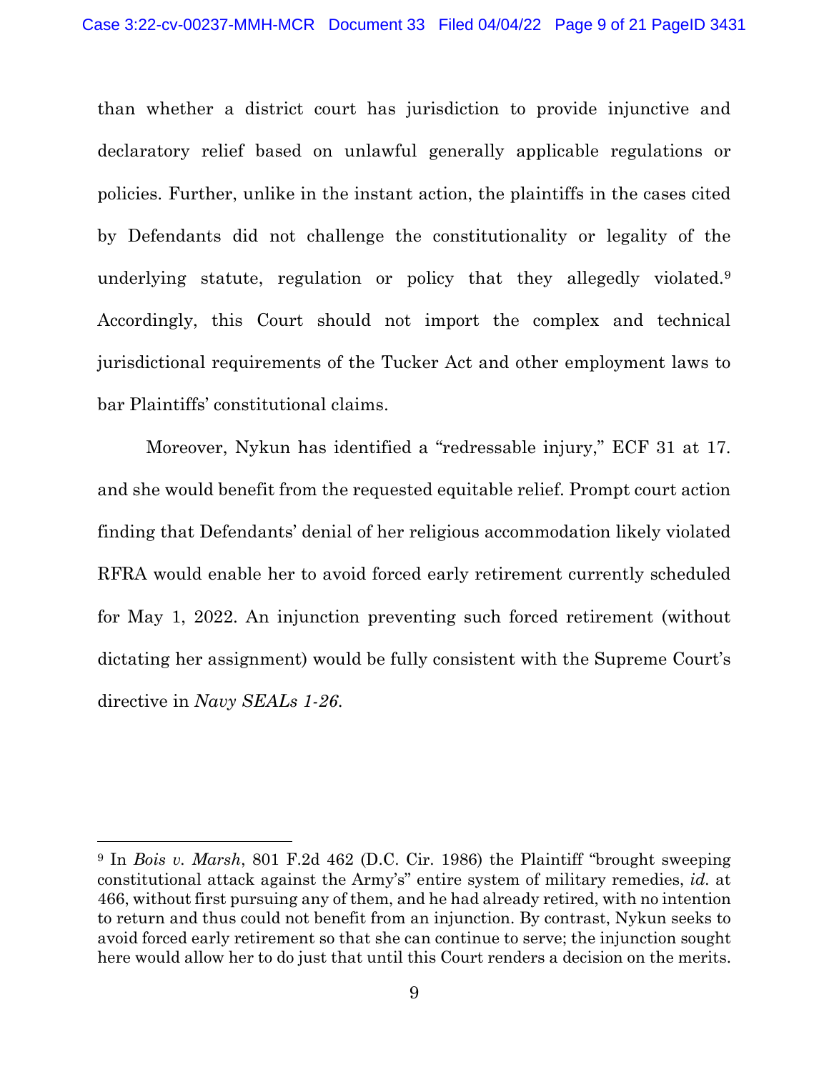than whether a district court has jurisdiction to provide injunctive and declaratory relief based on unlawful generally applicable regulations or policies. Further, unlike in the instant action, the plaintiffs in the cases cited by Defendants did not challenge the constitutionality or legality of the underlying statute, regulation or policy that they allegedly violated.[9] Accordingly, this Court should not import the complex and technical jurisdictional requirements of the Tucker Act and other employment laws to bar Plaintiffs' constitutional claims.

Moreover, Nykun has identified a "redressable injury," ECF 31 at 17. and she would benefit from the requested equitable relief. Prompt court action finding that Defendants' denial of her religious accommodation likely violated RFRA would enable her to avoid forced early retirement currently scheduled for May 1, 2022. An injunction preventing such forced retirement (without dictating her assignment) would be fully consistent with the Supreme Court's directive in *Navy SEALs 1-26*.

---

[9] In *Bois v. Marsh*, 801 F.2d 462 (D.C. Cir. 1986) the Plaintiff "brought sweeping constitutional attack against the Army's" entire system of military remedies, *id.* at 466, without first pursuing any of them, and he had already retired, with no intention to return and thus could not benefit from an injunction. By contrast, Nykun seeks to avoid forced early retirement so that she can continue to serve; the injunction sought here would allow her to do just that until this Court renders a decision on the merits.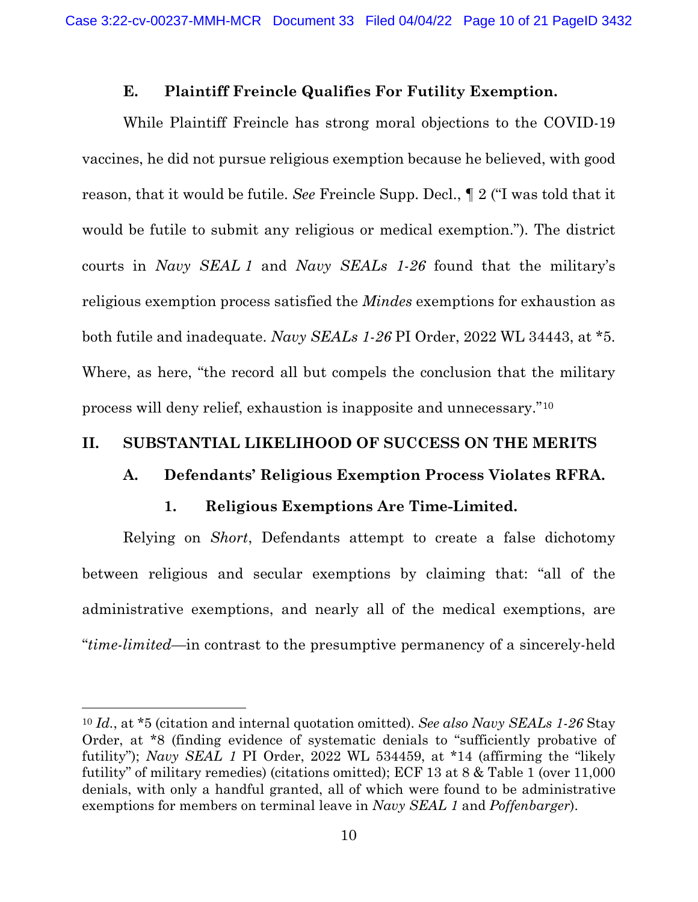### E. Plaintiff Freincle Qualifies For Futility Exemption.

While Plaintiff Freincle has strong moral objections to the COVID-19 vaccines, he did not pursue religious exemption because he believed, with good reason, that it would be futile. *See* Freincle Supp. Decl., ¶ 2 ("I was told that it would be futile to submit any religious or medical exemption."). The district courts in *Navy SEAL 1* and *Navy SEALs 1-26* found that the military's religious exemption process satisfied the *Mindes* exemptions for exhaustion as both futile and inadequate. *Navy SEALs 1-26* PI Order, 2022 WL 34443, at *5. Where, as here, "the record all but compels the conclusion that the military process will deny relief, exhaustion is inapposite and unnecessary."[10]

## II. SUBSTANTIAL LIKELIHOOD OF SUCCESS ON THE MERITS

### A. Defendants' Religious Exemption Process Violates RFRA.

#### 1. Religious Exemptions Are Time-Limited.

Relying on *Short*, Defendants attempt to create a false dichotomy between religious and secular exemptions by claiming that: "all of the administrative exemptions, and nearly all of the medical exemptions, are "*time-limited*—in contrast to the presumptive permanency of a sincerely-held

---

[10] *Id.*, at *5 (citation and internal quotation omitted). *See also Navy SEALs 1-26* Stay Order, at *8 (finding evidence of systematic denials to "sufficiently probative of futility"); *Navy SEAL 1* PI Order, 2022 WL 534459, at *14 (affirming the "likely futility" of military remedies) (citations omitted); ECF 13 at 8 & Table 1 (over 11,000 denials, with only a handful granted, all of which were found to be administrative exemptions for members on terminal leave in *Navy SEAL 1* and *Poffenbarger*).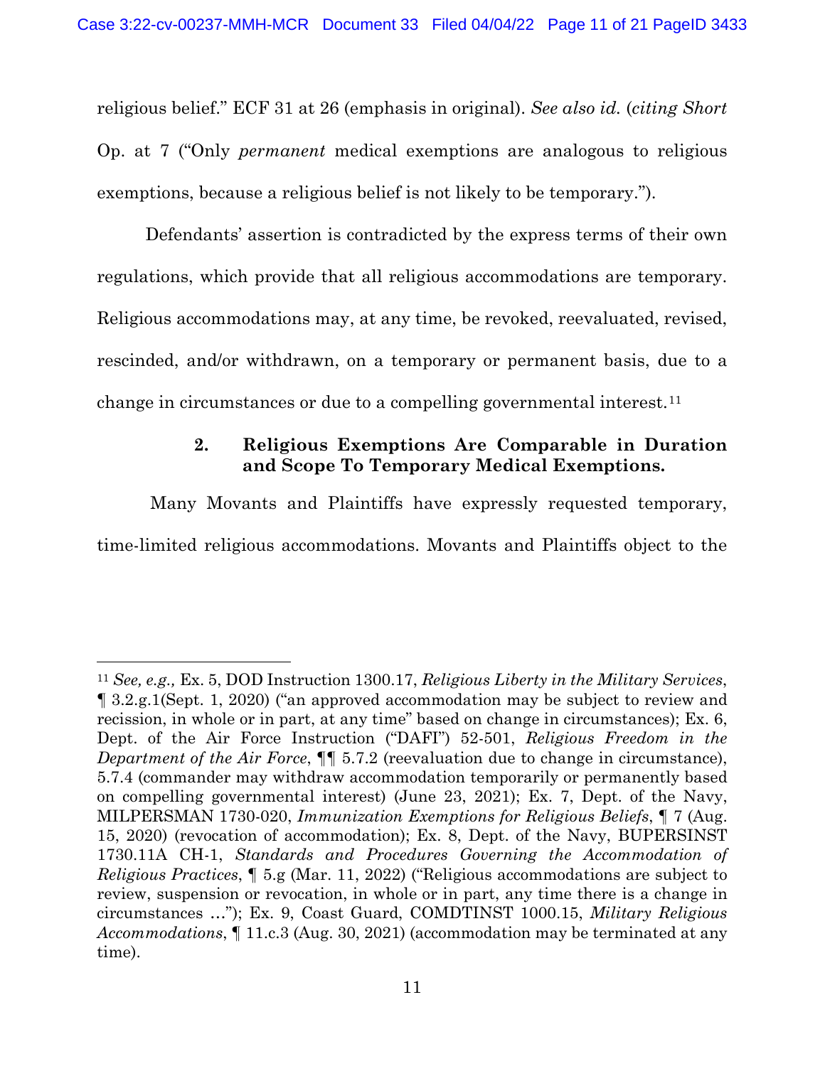religious belief." ECF 31 at 26 (emphasis in original). *See also id.* (*citing Short* Op. at 7 ("Only *permanent* medical exemptions are analogous to religious exemptions, because a religious belief is not likely to be temporary.").

Defendants' assertion is contradicted by the express terms of their own regulations, which provide that all religious accommodations are temporary. Religious accommodations may, at any time, be revoked, reevaluated, revised, rescinded, and/or withdrawn, on a temporary or permanent basis, due to a change in circumstances or due to a compelling governmental interest.[11]

### 2. Religious Exemptions Are Comparable in Duration and Scope To Temporary Medical Exemptions.

Many Movants and Plaintiffs have expressly requested temporary, time-limited religious accommodations. Movants and Plaintiffs object to the

---

[11] *See, e.g.,* Ex. 5, DOD Instruction 1300.17, *Religious Liberty in the Military Services*, ¶ 3.2.g.1(Sept. 1, 2020) ("an approved accommodation may be subject to review and recission, in whole or in part, at any time" based on change in circumstances); Ex. 6, Dept. of the Air Force Instruction ("DAFI") 52-501, *Religious Freedom in the Department of the Air Force*, ¶¶ 5.7.2 (reevaluation due to change in circumstance), 5.7.4 (commander may withdraw accommodation temporarily or permanently based on compelling governmental interest) (June 23, 2021); Ex. 7, Dept. of the Navy, MILPERSMAN 1730-020, *Immunization Exemptions for Religious Beliefs*, ¶ 7 (Aug. 15, 2020) (revocation of accommodation); Ex. 8, Dept. of the Navy, BUPERSINST 1730.11A CH-1, *Standards and Procedures Governing the Accommodation of Religious Practices*, ¶ 5.g (Mar. 11, 2022) ("Religious accommodations are subject to review, suspension or revocation, in whole or in part, any time there is a change in circumstances …"); Ex. 9, Coast Guard, COMDTINST 1000.15, *Military Religious Accommodations*, ¶ 11.c.3 (Aug. 30, 2021) (accommodation may be terminated at any time).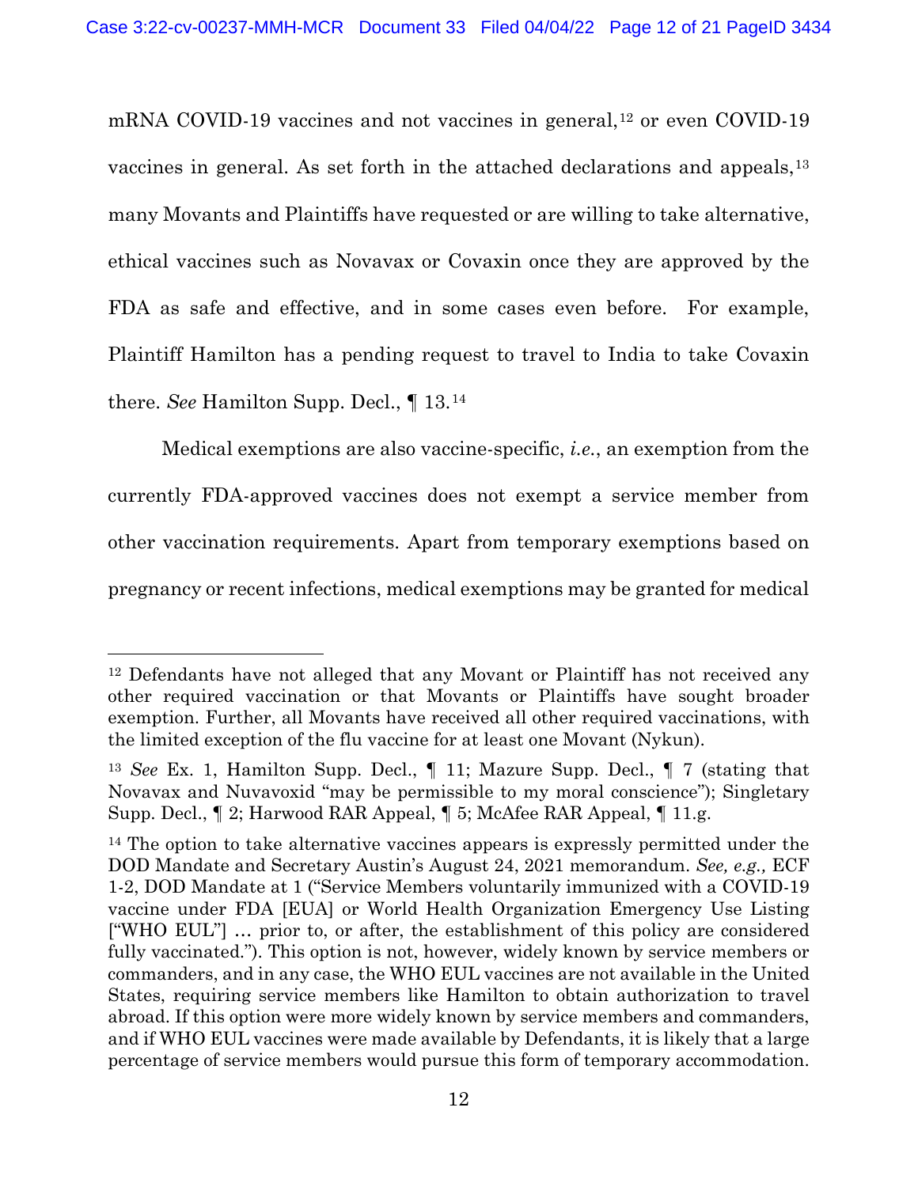mRNA COVID-19 vaccines and not vaccines in general,[12] or even COVID-19 vaccines in general. As set forth in the attached declarations and appeals,[13] many Movants and Plaintiffs have requested or are willing to take alternative, ethical vaccines such as Novavax or Covaxin once they are approved by the FDA as safe and effective, and in some cases even before. For example, Plaintiff Hamilton has a pending request to travel to India to take Covaxin there. *See* Hamilton Supp. Decl., ¶ 13.[14]

Medical exemptions are also vaccine-specific, *i.e.*, an exemption from the currently FDA-approved vaccines does not exempt a service member from other vaccination requirements. Apart from temporary exemptions based on pregnancy or recent infections, medical exemptions may be granted for medical

---

[12] Defendants have not alleged that any Movant or Plaintiff has not received any other required vaccination or that Movants or Plaintiffs have sought broader exemption. Further, all Movants have received all other required vaccinations, with the limited exception of the flu vaccine for at least one Movant (Nykun).

[13] *See* Ex. 1, Hamilton Supp. Decl., ¶ 11; Mazure Supp. Decl., ¶ 7 (stating that Novavax and Nuvavoxid "may be permissible to my moral conscience"); Singletary Supp. Decl., ¶ 2; Harwood RAR Appeal, ¶ 5; McAfee RAR Appeal, ¶ 11.g.

[14] The option to take alternative vaccines appears is expressly permitted under the DOD Mandate and Secretary Austin's August 24, 2021 memorandum. *See, e.g.,* ECF 1-2, DOD Mandate at 1 ("Service Members voluntarily immunized with a COVID-19 vaccine under FDA [EUA] or World Health Organization Emergency Use Listing ["WHO EUL"] … prior to, or after, the establishment of this policy are considered fully vaccinated."). This option is not, however, widely known by service members or commanders, and in any case, the WHO EUL vaccines are not available in the United States, requiring service members like Hamilton to obtain authorization to travel abroad. If this option were more widely known by service members and commanders, and if WHO EUL vaccines were made available by Defendants, it is likely that a large percentage of service members would pursue this form of temporary accommodation.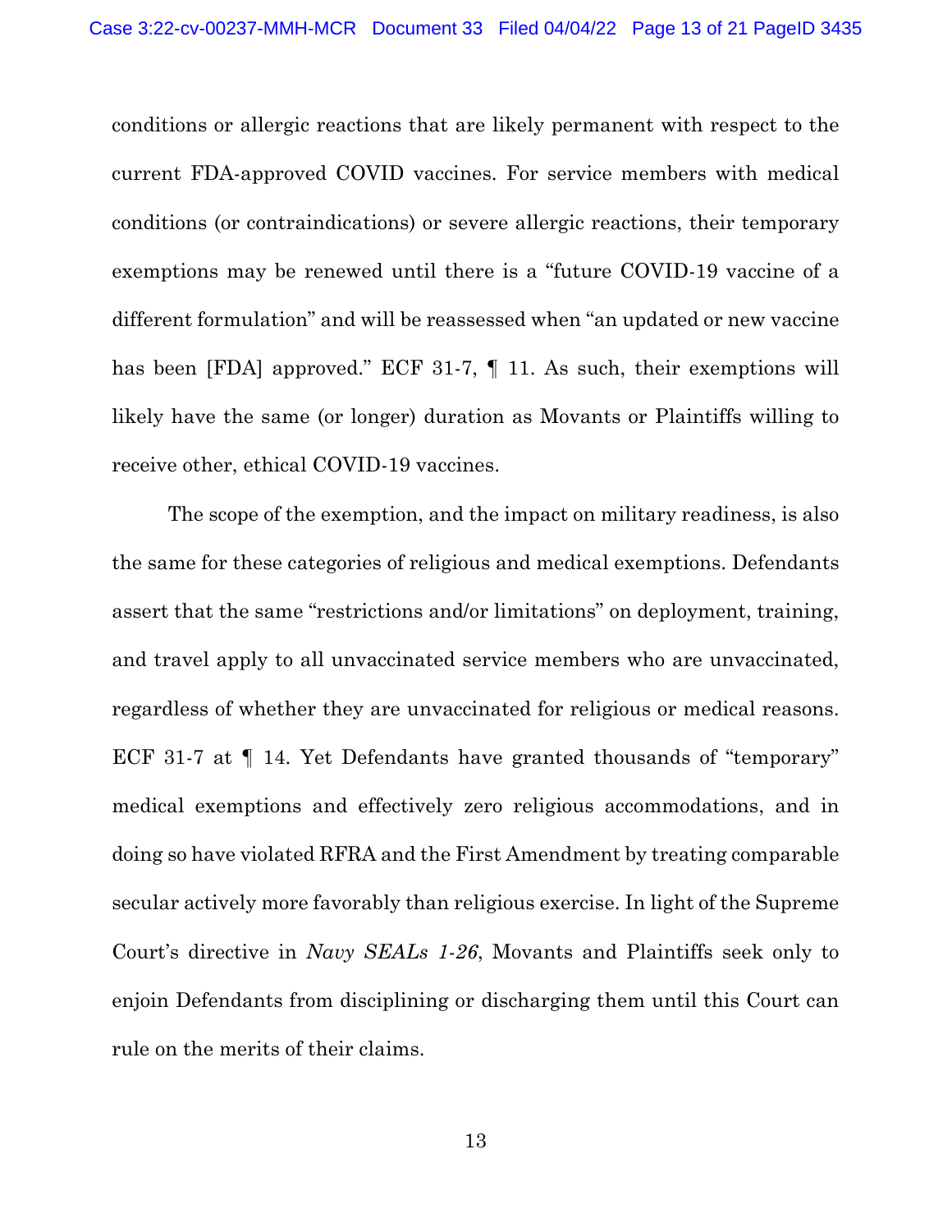conditions or allergic reactions that are likely permanent with respect to the current FDA-approved COVID vaccines. For service members with medical conditions (or contraindications) or severe allergic reactions, their temporary exemptions may be renewed until there is a "future COVID-19 vaccine of a different formulation" and will be reassessed when "an updated or new vaccine has been [FDA] approved." ECF 31-7, ¶ 11. As such, their exemptions will likely have the same (or longer) duration as Movants or Plaintiffs willing to receive other, ethical COVID-19 vaccines.

The scope of the exemption, and the impact on military readiness, is also the same for these categories of religious and medical exemptions. Defendants assert that the same "restrictions and/or limitations" on deployment, training, and travel apply to all unvaccinated service members who are unvaccinated, regardless of whether they are unvaccinated for religious or medical reasons. ECF 31-7 at ¶ 14. Yet Defendants have granted thousands of "temporary" medical exemptions and effectively zero religious accommodations, and in doing so have violated RFRA and the First Amendment by treating comparable secular actively more favorably than religious exercise. In light of the Supreme Court's directive in *Navy SEALs 1-26*, Movants and Plaintiffs seek only to enjoin Defendants from disciplining or discharging them until this Court can rule on the merits of their claims.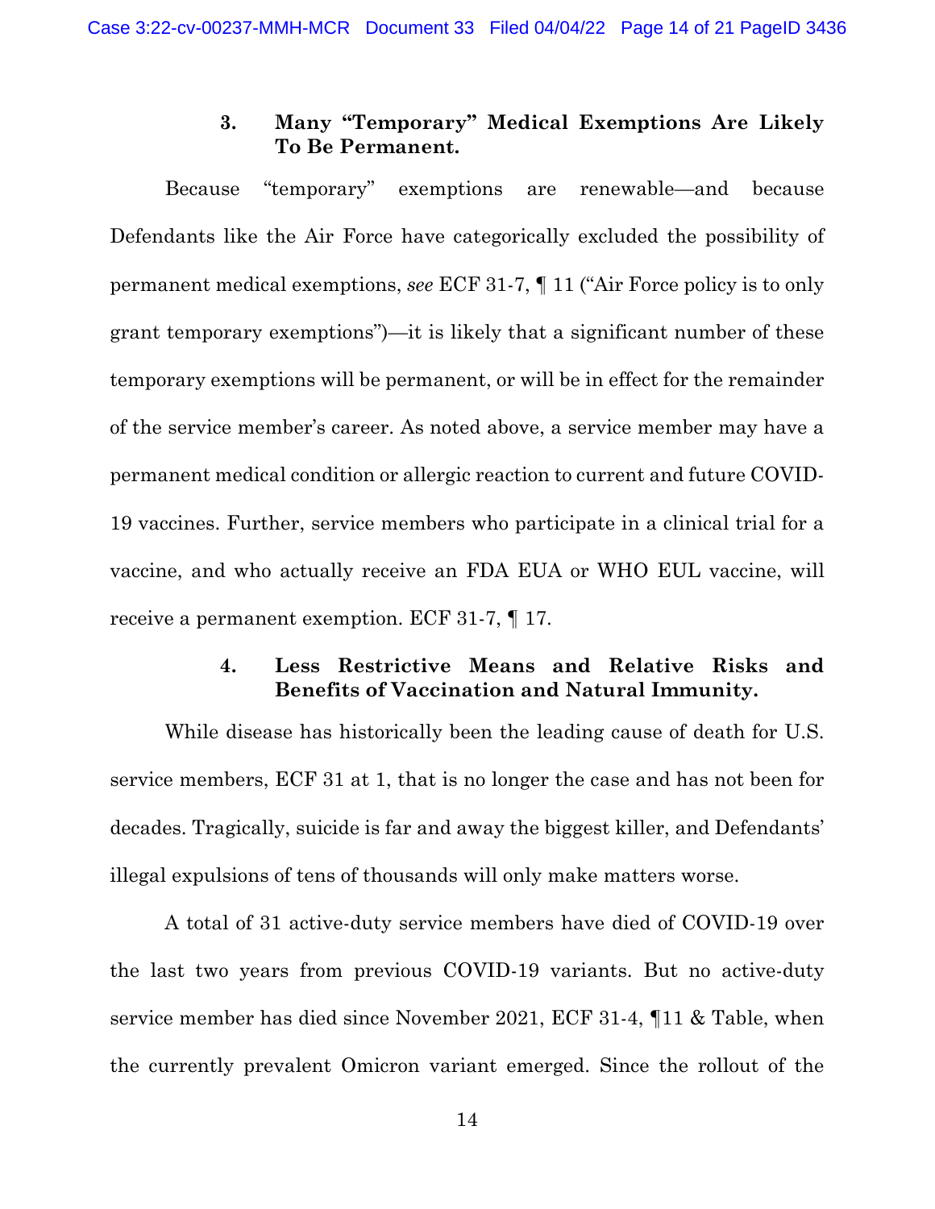### 3. Many "Temporary" Medical Exemptions Are Likely To Be Permanent.

Because "temporary" exemptions are renewable—and because Defendants like the Air Force have categorically excluded the possibility of permanent medical exemptions, *see* ECF 31-7, ¶ 11 ("Air Force policy is to only grant temporary exemptions")—it is likely that a significant number of these temporary exemptions will be permanent, or will be in effect for the remainder of the service member's career. As noted above, a service member may have a permanent medical condition or allergic reaction to current and future COVID-19 vaccines. Further, service members who participate in a clinical trial for a vaccine, and who actually receive an FDA EUA or WHO EUL vaccine, will receive a permanent exemption. ECF 31-7, ¶ 17.

### 4. Less Restrictive Means and Relative Risks and Benefits of Vaccination and Natural Immunity.

While disease has historically been the leading cause of death for U.S. service members, ECF 31 at 1, that is no longer the case and has not been for decades. Tragically, suicide is far and away the biggest killer, and Defendants' illegal expulsions of tens of thousands will only make matters worse.

A total of 31 active-duty service members have died of COVID-19 over the last two years from previous COVID-19 variants. But no active-duty service member has died since November 2021, ECF 31-4, ¶11 & Table, when the currently prevalent Omicron variant emerged. Since the rollout of the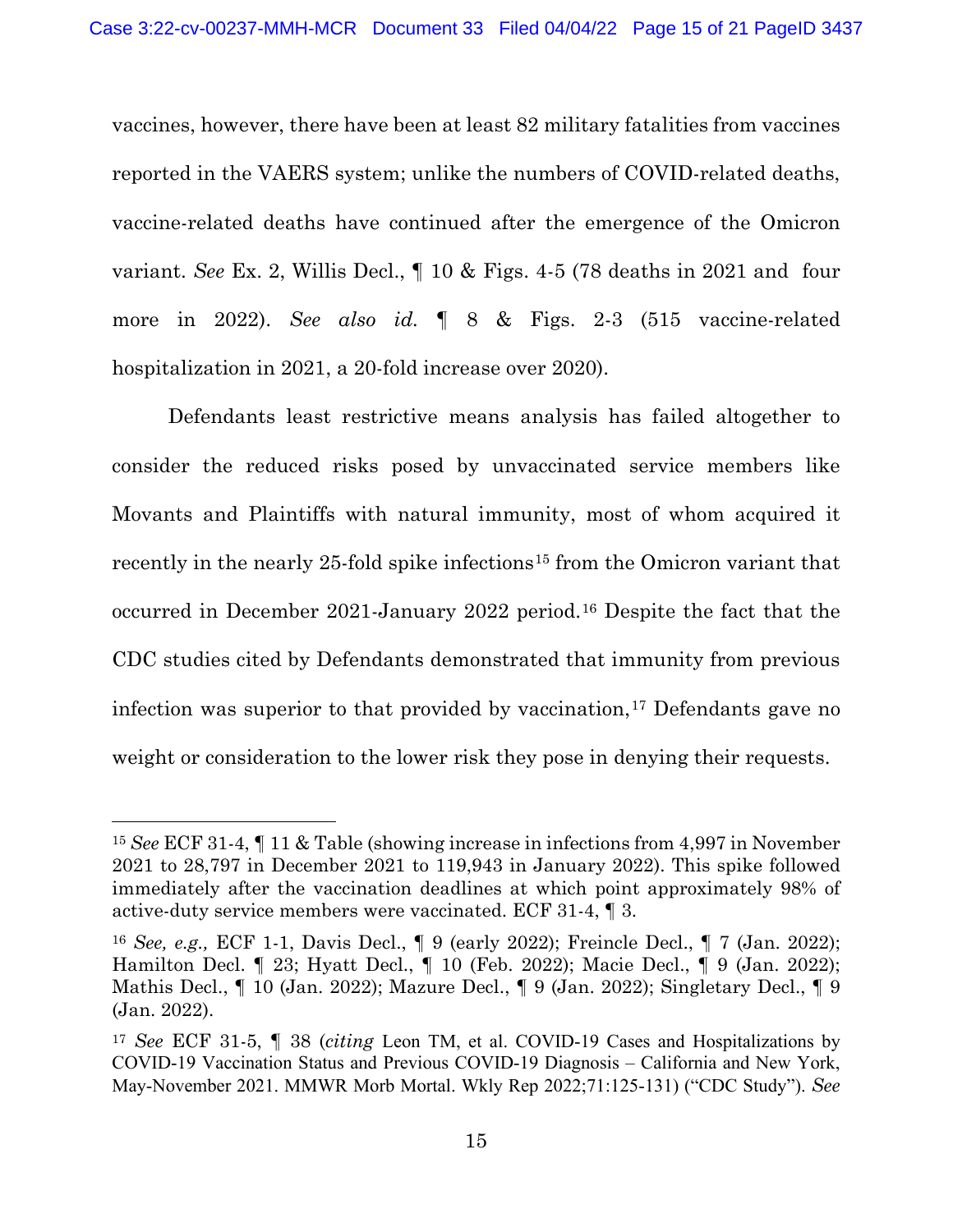vaccines, however, there have been at least 82 military fatalities from vaccines reported in the VAERS system; unlike the numbers of COVID-related deaths, vaccine-related deaths have continued after the emergence of the Omicron variant. *See* Ex. 2, Willis Decl., ¶ 10 & Figs. 4-5 (78 deaths in 2021 and four more in 2022). *See also id.* ¶ 8 & Figs. 2-3 (515 vaccine-related hospitalization in 2021, a 20-fold increase over 2020).

Defendants least restrictive means analysis has failed altogether to consider the reduced risks posed by unvaccinated service members like Movants and Plaintiffs with natural immunity, most of whom acquired it recently in the nearly 25-fold spike infections[15] from the Omicron variant that occurred in December 2021-January 2022 period.[16] Despite the fact that the CDC studies cited by Defendants demonstrated that immunity from previous infection was superior to that provided by vaccination,[17] Defendants gave no weight or consideration to the lower risk they pose in denying their requests.

---

[15] *See* ECF 31-4, ¶ 11 & Table (showing increase in infections from 4,997 in November 2021 to 28,797 in December 2021 to 119,943 in January 2022). This spike followed immediately after the vaccination deadlines at which point approximately 98% of active-duty service members were vaccinated. ECF 31-4, ¶ 3.

[16] *See, e.g.,* ECF 1-1, Davis Decl., ¶ 9 (early 2022); Freincle Decl., ¶ 7 (Jan. 2022); Hamilton Decl. ¶ 23; Hyatt Decl., ¶ 10 (Feb. 2022); Macie Decl., ¶ 9 (Jan. 2022); Mathis Decl., ¶ 10 (Jan. 2022); Mazure Decl., ¶ 9 (Jan. 2022); Singletary Decl., ¶ 9 (Jan. 2022).

[17] *See* ECF 31-5, ¶ 38 (*citing* Leon TM, et al. COVID-19 Cases and Hospitalizations by COVID-19 Vaccination Status and Previous COVID-19 Diagnosis – California and New York, May-November 2021. MMWR Morb Mortal. Wkly Rep 2022;71:125-131) ("CDC Study"). *See*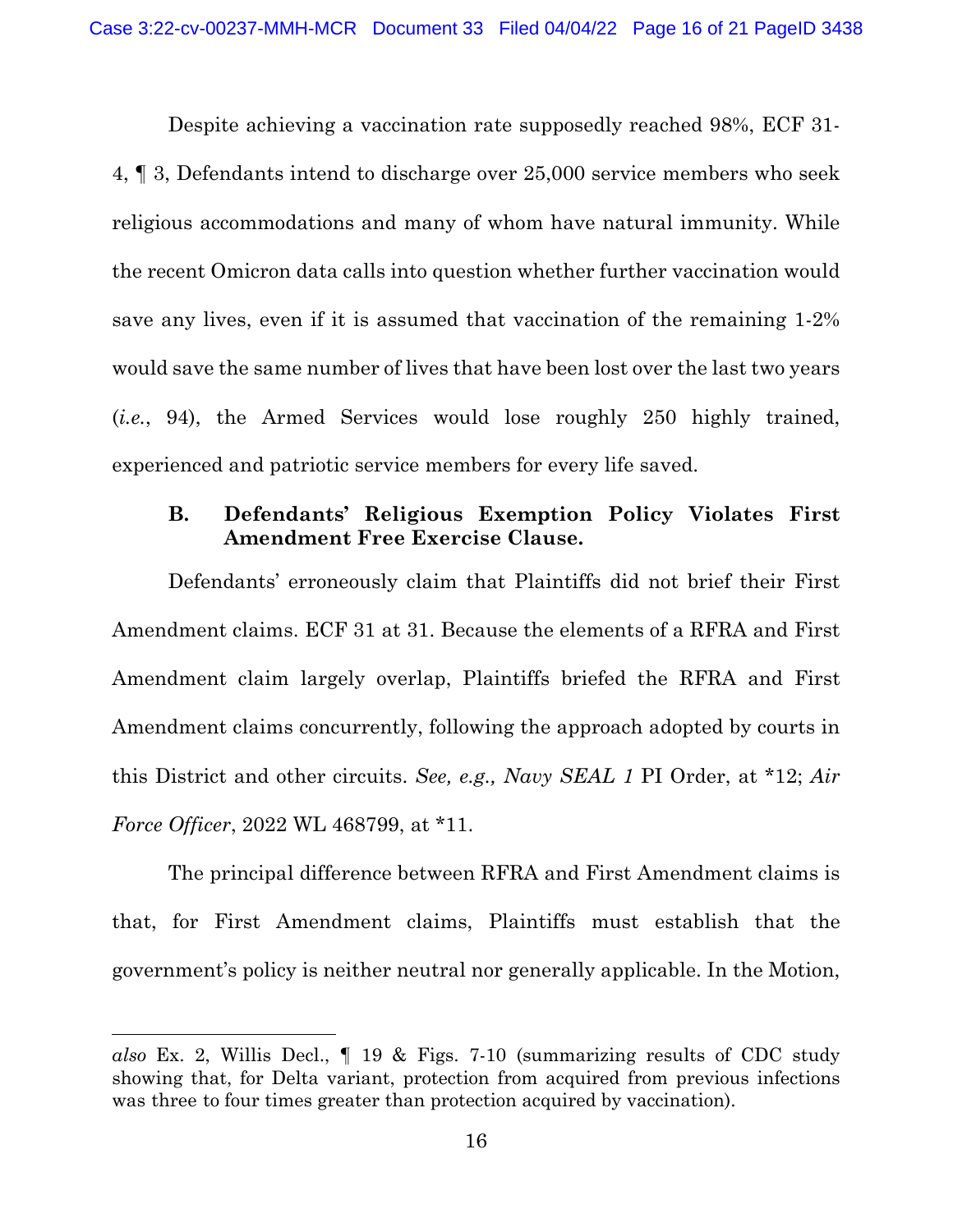Despite achieving a vaccination rate supposedly reached 98%, ECF 31-4, ¶ 3, Defendants intend to discharge over 25,000 service members who seek religious accommodations and many of whom have natural immunity. While the recent Omicron data calls into question whether further vaccination would save any lives, even if it is assumed that vaccination of the remaining 1-2% would save the same number of lives that have been lost over the last two years (*i.e.*, 94), the Armed Services would lose roughly 250 highly trained, experienced and patriotic service members for every life saved.

### B. Defendants' Religious Exemption Policy Violates First Amendment Free Exercise Clause.

Defendants' erroneously claim that Plaintiffs did not brief their First Amendment claims. ECF 31 at 31. Because the elements of a RFRA and First Amendment claim largely overlap, Plaintiffs briefed the RFRA and First Amendment claims concurrently, following the approach adopted by courts in this District and other circuits. *See, e.g., Navy SEAL 1* PI Order, at *12; *Air Force Officer*, 2022 WL 468799, at *11.

The principal difference between RFRA and First Amendment claims is that, for First Amendment claims, Plaintiffs must establish that the government's policy is neither neutral nor generally applicable. In the Motion,

---

*also* Ex. 2, Willis Decl., ¶ 19 & Figs. 7-10 (summarizing results of CDC study showing that, for Delta variant, protection from acquired from previous infections was three to four times greater than protection acquired by vaccination).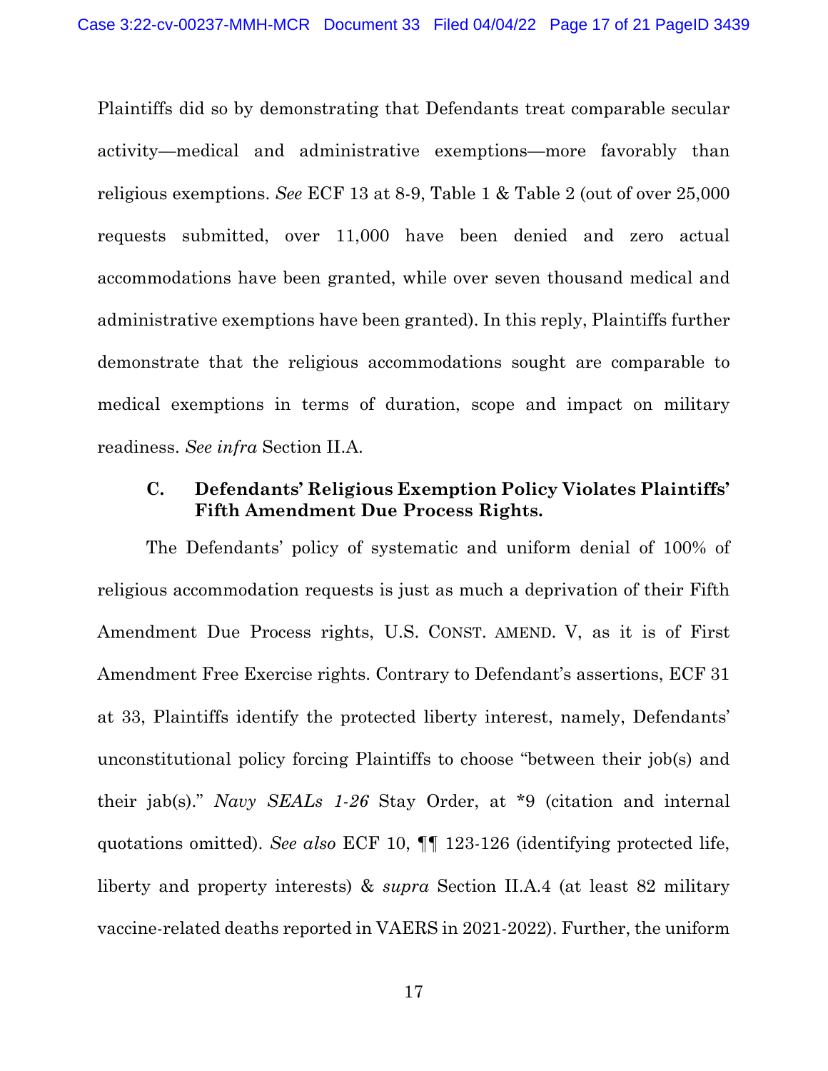Plaintiffs did so by demonstrating that Defendants treat comparable secular activity—medical and administrative exemptions—more favorably than religious exemptions. *See* ECF 13 at 8-9, Table 1 & Table 2 (out of over 25,000 requests submitted, over 11,000 have been denied and zero actual accommodations have been granted, while over seven thousand medical and administrative exemptions have been granted). In this reply, Plaintiffs further demonstrate that the religious accommodations sought are comparable to medical exemptions in terms of duration, scope and impact on military readiness. *See infra* Section II.A.

### C. Defendants' Religious Exemption Policy Violates Plaintiffs' Fifth Amendment Due Process Rights.

The Defendants' policy of systematic and uniform denial of 100% of religious accommodation requests is just as much a deprivation of their Fifth Amendment Due Process rights, U.S. CONST. AMEND. V, as it is of First Amendment Free Exercise rights. Contrary to Defendant's assertions, ECF 31 at 33, Plaintiffs identify the protected liberty interest, namely, Defendants' unconstitutional policy forcing Plaintiffs to choose "between their job(s) and their jab(s)." *Navy SEALs 1-26* Stay Order, at *9 (citation and internal quotations omitted). *See also* ECF 10, ¶¶ 123-126 (identifying protected life, liberty and property interests) & *supra* Section II.A.4 (at least 82 military vaccine-related deaths reported in VAERS in 2021-2022). Further, the uniform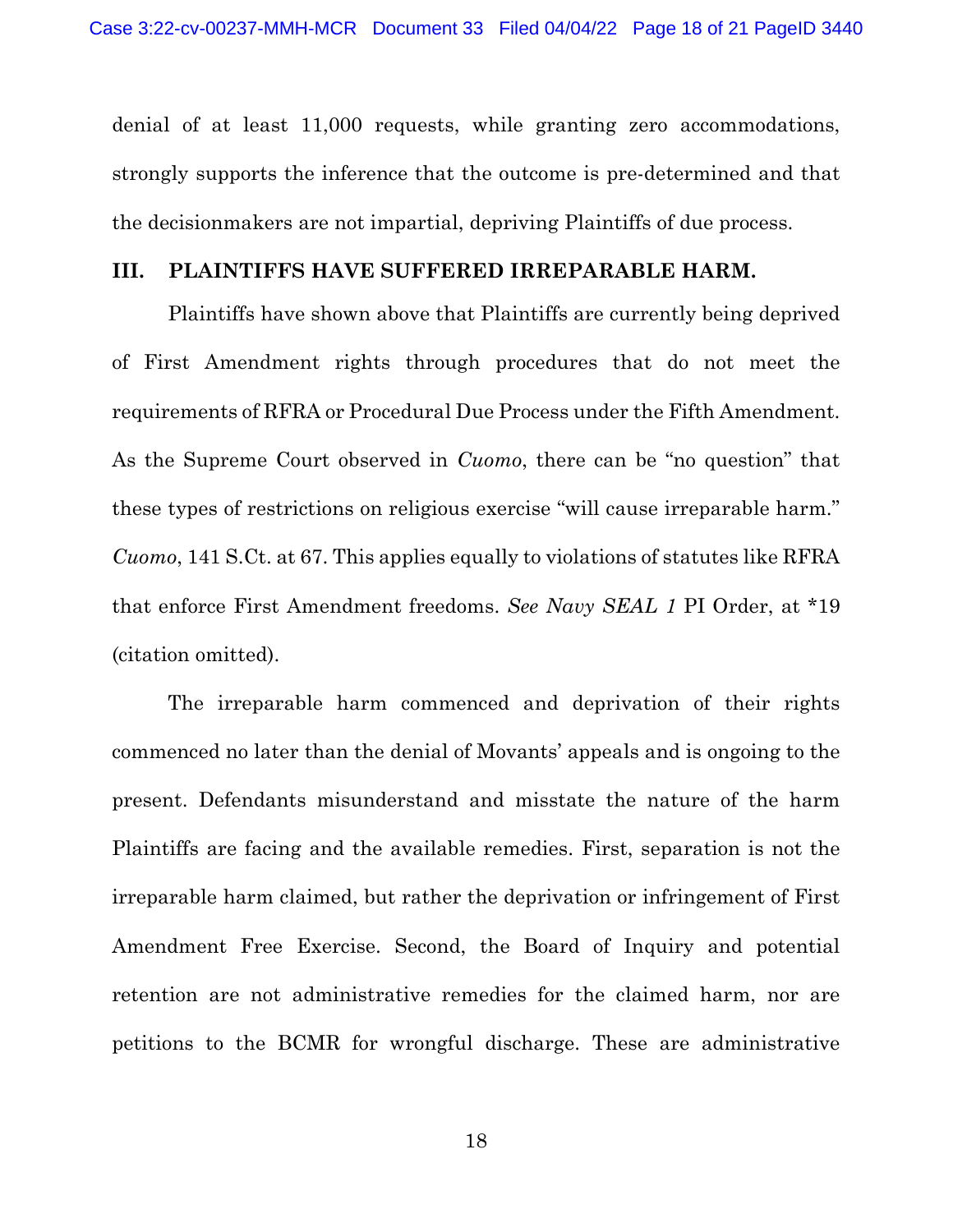denial of at least 11,000 requests, while granting zero accommodations, strongly supports the inference that the outcome is pre-determined and that the decisionmakers are not impartial, depriving Plaintiffs of due process.

## III. PLAINTIFFS HAVE SUFFERED IRREPARABLE HARM.

Plaintiffs have shown above that Plaintiffs are currently being deprived of First Amendment rights through procedures that do not meet the requirements of RFRA or Procedural Due Process under the Fifth Amendment. As the Supreme Court observed in *Cuomo*, there can be "no question" that these types of restrictions on religious exercise "will cause irreparable harm." *Cuomo*, 141 S.Ct. at 67. This applies equally to violations of statutes like RFRA that enforce First Amendment freedoms. *See Navy SEAL 1* PI Order, at *19 (citation omitted).

The irreparable harm commenced and deprivation of their rights commenced no later than the denial of Movants' appeals and is ongoing to the present. Defendants misunderstand and misstate the nature of the harm Plaintiffs are facing and the available remedies. First, separation is not the irreparable harm claimed, but rather the deprivation or infringement of First Amendment Free Exercise. Second, the Board of Inquiry and potential retention are not administrative remedies for the claimed harm, nor are petitions to the BCMR for wrongful discharge. These are administrative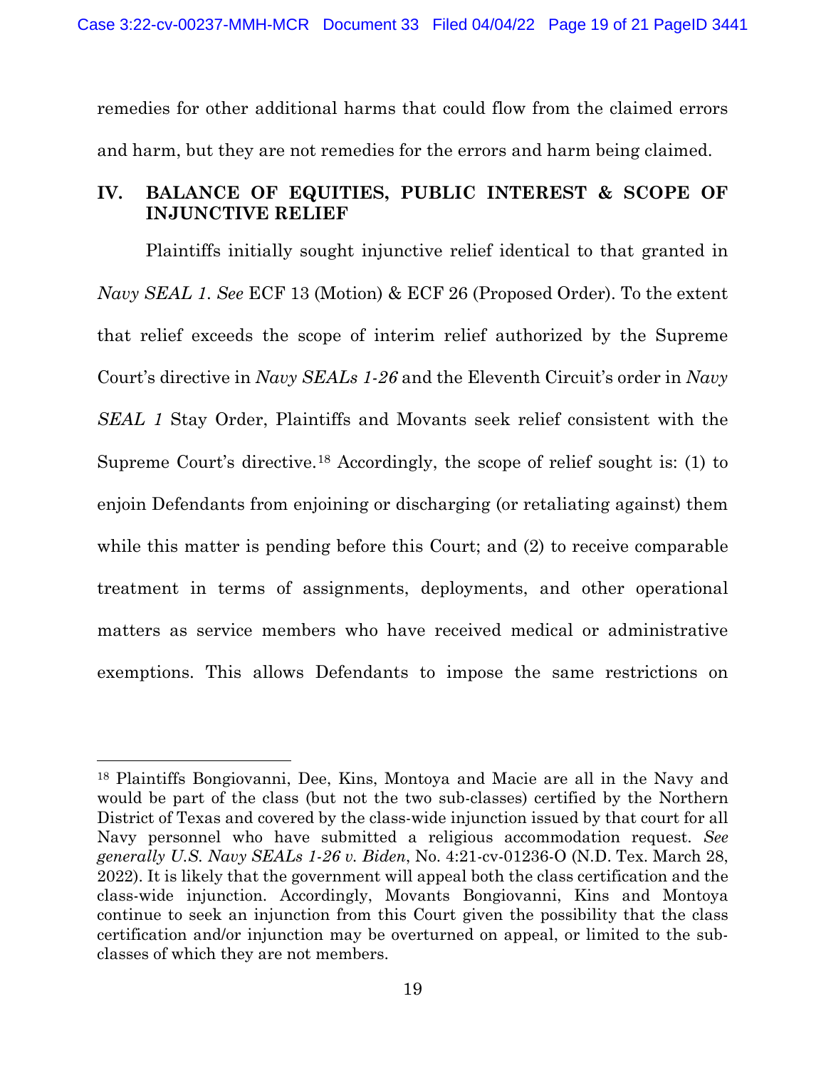remedies for other additional harms that could flow from the claimed errors and harm, but they are not remedies for the errors and harm being claimed.

## IV. BALANCE OF EQUITIES, PUBLIC INTEREST & SCOPE OF INJUNCTIVE RELIEF

Plaintiffs initially sought injunctive relief identical to that granted in *Navy SEAL 1*. *See* ECF 13 (Motion) & ECF 26 (Proposed Order). To the extent that relief exceeds the scope of interim relief authorized by the Supreme Court's directive in *Navy SEALs 1-26* and the Eleventh Circuit's order in *Navy SEAL 1* Stay Order, Plaintiffs and Movants seek relief consistent with the Supreme Court's directive.[18] Accordingly, the scope of relief sought is: (1) to enjoin Defendants from enjoining or discharging (or retaliating against) them while this matter is pending before this Court; and (2) to receive comparable treatment in terms of assignments, deployments, and other operational matters as service members who have received medical or administrative exemptions. This allows Defendants to impose the same restrictions on

---

[18] Plaintiffs Bongiovanni, Dee, Kins, Montoya and Macie are all in the Navy and would be part of the class (but not the two sub-classes) certified by the Northern District of Texas and covered by the class-wide injunction issued by that court for all Navy personnel who have submitted a religious accommodation request. *See generally U.S. Navy SEALs 1-26 v. Biden*, No. 4:21-cv-01236-O (N.D. Tex. March 28, 2022). It is likely that the government will appeal both the class certification and the class-wide injunction. Accordingly, Movants Bongiovanni, Kins and Montoya continue to seek an injunction from this Court given the possibility that the class certification and/or injunction may be overturned on appeal, or limited to the sub-classes of which they are not members.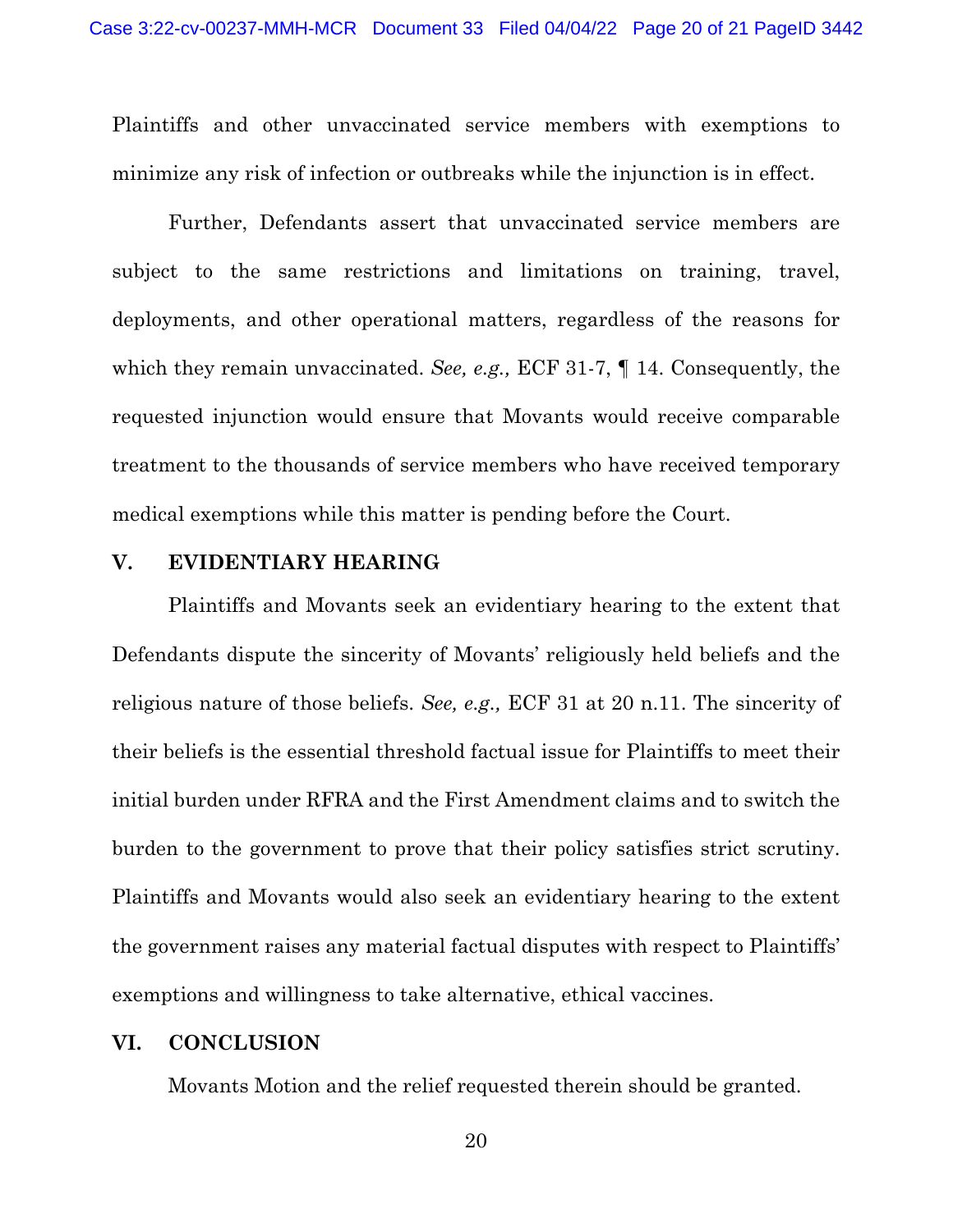Plaintiffs and other unvaccinated service members with exemptions to minimize any risk of infection or outbreaks while the injunction is in effect.

Further, Defendants assert that unvaccinated service members are subject to the same restrictions and limitations on training, travel, deployments, and other operational matters, regardless of the reasons for which they remain unvaccinated. *See, e.g.,* ECF 31-7, ¶ 14. Consequently, the requested injunction would ensure that Movants would receive comparable treatment to the thousands of service members who have received temporary medical exemptions while this matter is pending before the Court.

## V. EVIDENTIARY HEARING

Plaintiffs and Movants seek an evidentiary hearing to the extent that Defendants dispute the sincerity of Movants' religiously held beliefs and the religious nature of those beliefs. *See, e.g.,* ECF 31 at 20 n.11. The sincerity of their beliefs is the essential threshold factual issue for Plaintiffs to meet their initial burden under RFRA and the First Amendment claims and to switch the burden to the government to prove that their policy satisfies strict scrutiny. Plaintiffs and Movants would also seek an evidentiary hearing to the extent the government raises any material factual disputes with respect to Plaintiffs' exemptions and willingness to take alternative, ethical vaccines.

## VI. CONCLUSION

Movants Motion and the relief requested therein should be granted.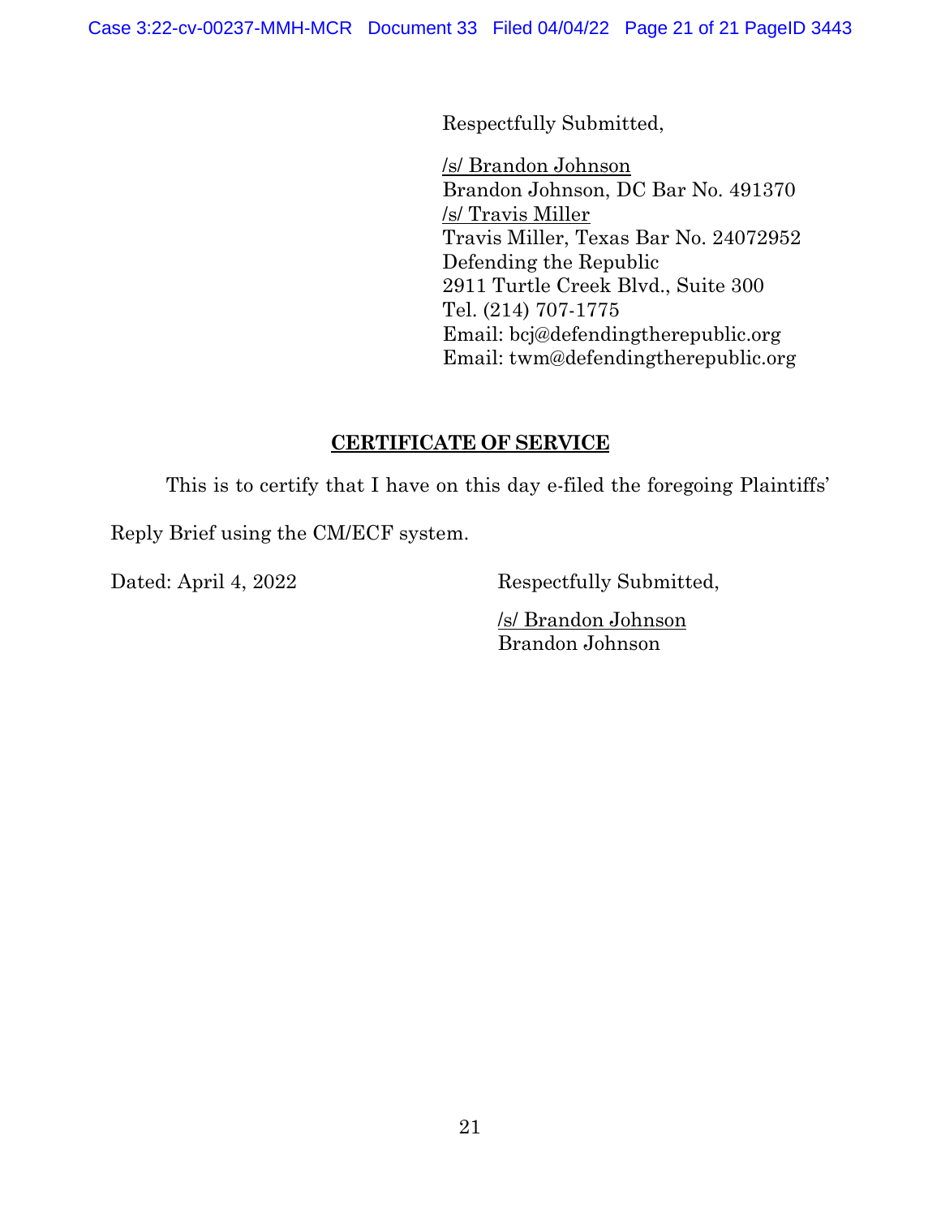Respectfully Submitted,

/s/ Brandon Johnson
Brandon Johnson, DC Bar No. 491370
/s/ Travis Miller
Travis Miller, Texas Bar No. 24072952
Defending the Republic
2911 Turtle Creek Blvd., Suite 300
Tel. (214) 707-1775
Email: bcj@defendingtherepublic.org
Email: twm@defendingtherepublic.org

## CERTIFICATE OF SERVICE

This is to certify that I have on this day e-filed the foregoing Plaintiffs' Reply Brief using the CM/ECF system.

Dated: April 4, 2022

Respectfully Submitted,

/s/ Brandon Johnson
Brandon Johnson